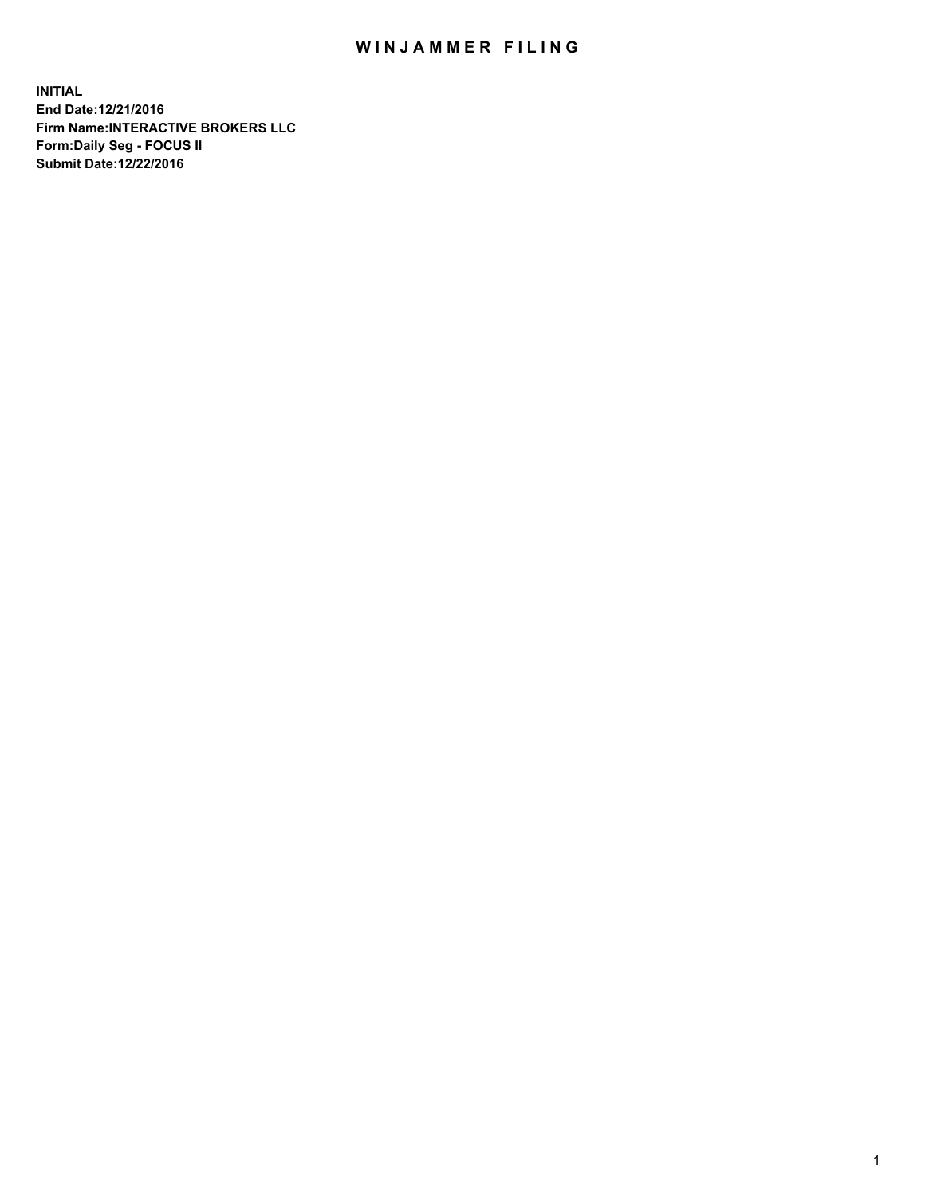# WINJAMMER FILING

**INITIAL**
**End Date:12/21/2016**
**Firm Name:INTERACTIVE BROKERS LLC**
**Form:Daily Seg - FOCUS II**
**Submit Date:12/22/2016**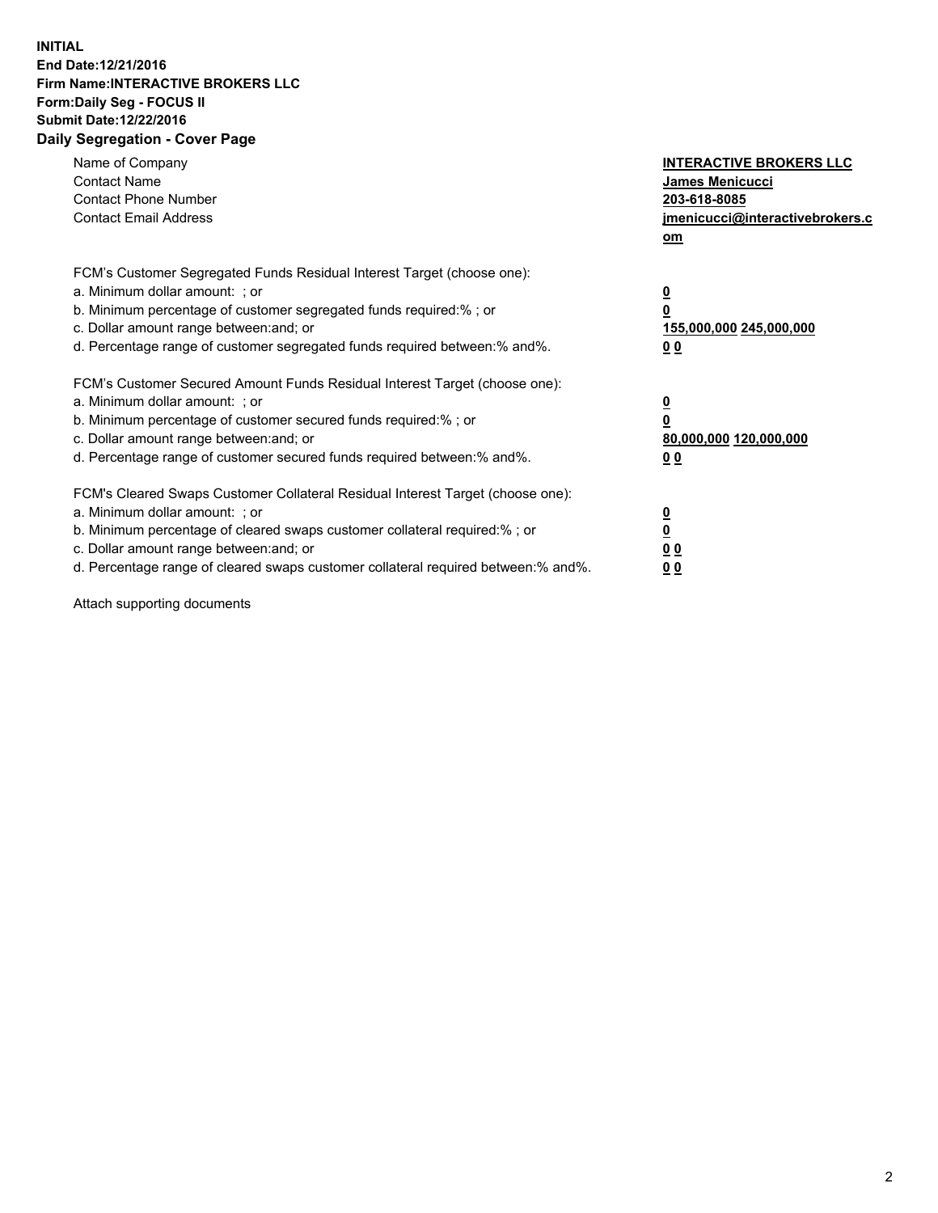**INITIAL**
**End Date:12/21/2016**
**Firm Name:INTERACTIVE BROKERS LLC**
**Form:Daily Seg - FOCUS II**
**Submit Date:12/22/2016**

## Daily Segregation - Cover Page

| | |
|---|---|
| Name of Company | **INTERACTIVE BROKERS LLC** |
| Contact Name | **James Menicucci** |
| Contact Phone Number | **203-618-8085** |
| Contact Email Address | **jmenicucci@interactivebrokers.com** |

FCM's Customer Segregated Funds Residual Interest Target (choose one):

| | |
|---|---|
| a. Minimum dollar amount: ; or | **0** |
| b. Minimum percentage of customer segregated funds required:% ; or | **0** |
| c. Dollar amount range between:and; or | **155,000,000 245,000,000** |
| d. Percentage range of customer segregated funds required between:% and%. | **0 0** |

FCM's Customer Secured Amount Funds Residual Interest Target (choose one):

| | |
|---|---|
| a. Minimum dollar amount: ; or | **0** |
| b. Minimum percentage of customer secured funds required:% ; or | **0** |
| c. Dollar amount range between:and; or | **80,000,000 120,000,000** |
| d. Percentage range of customer secured funds required between:% and%. | **0 0** |

FCM's Cleared Swaps Customer Collateral Residual Interest Target (choose one):

| | |
|---|---|
| a. Minimum dollar amount: ; or | **0** |
| b. Minimum percentage of cleared swaps customer collateral required:% ; or | **0** |
| c. Dollar amount range between:and; or | **0 0** |
| d. Percentage range of cleared swaps customer collateral required between:% and%. | **0 0** |

Attach supporting documents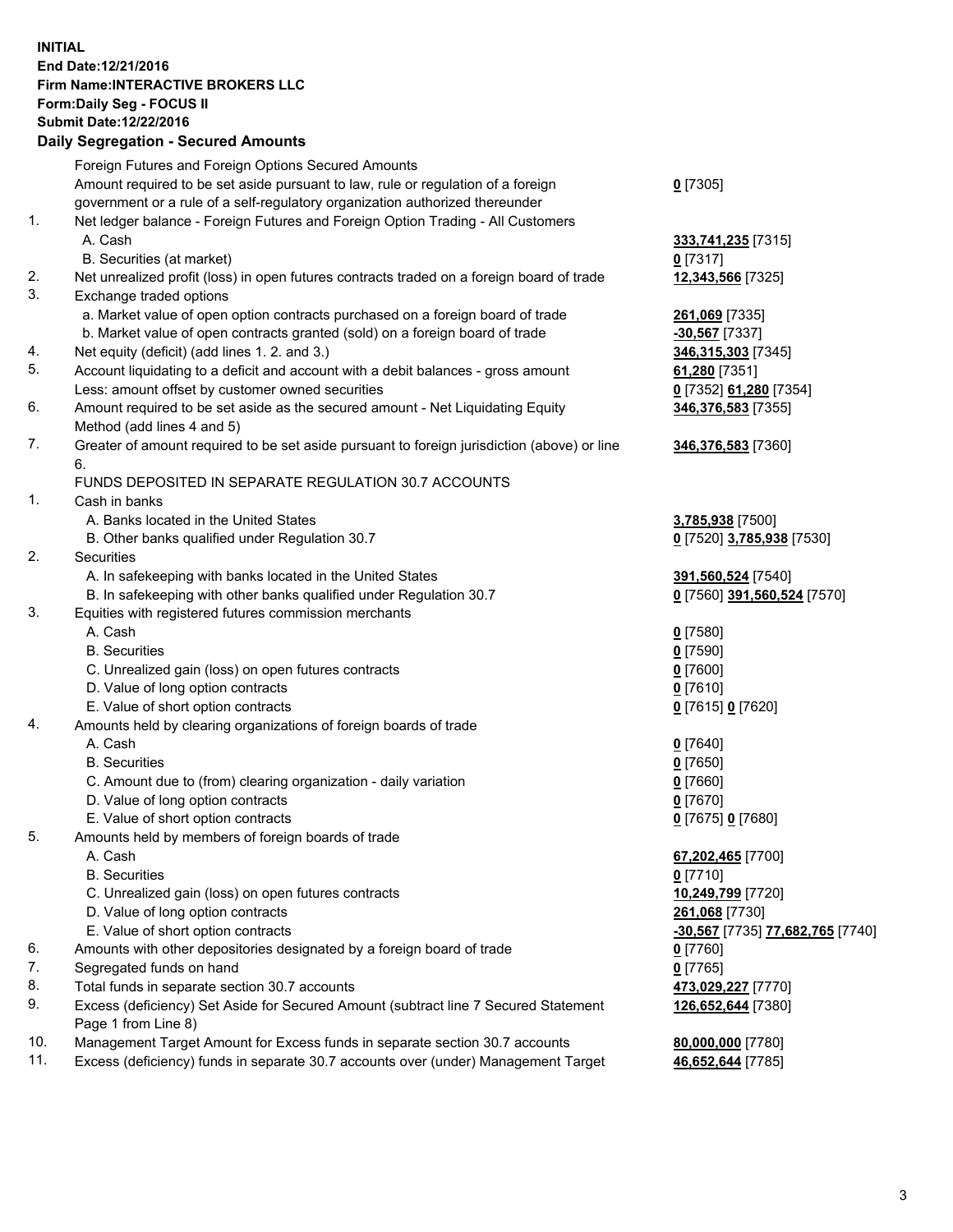**INITIAL**
**End Date:12/21/2016**
**Firm Name:INTERACTIVE BROKERS LLC**
**Form:Daily Seg - FOCUS II**
**Submit Date:12/22/2016**
**Daily Segregation - Secured Amounts**

| | | |
|---|---|---|
| | Foreign Futures and Foreign Options Secured Amounts | |
| | Amount required to be set aside pursuant to law, rule or regulation of a foreign government or a rule of a self-regulatory organization authorized thereunder | **0** [7305] |
| 1. | Net ledger balance - Foreign Futures and Foreign Option Trading - All Customers | |
| | A. Cash | **333,741,235** [7315] |
| | B. Securities (at market) | **0** [7317] |
| 2. | Net unrealized profit (loss) in open futures contracts traded on a foreign board of trade | **12,343,566** [7325] |
| 3. | Exchange traded options | |
| | a. Market value of open option contracts purchased on a foreign board of trade | **261,069** [7335] |
| | b. Market value of open contracts granted (sold) on a foreign board of trade | **-30,567** [7337] |
| 4. | Net equity (deficit) (add lines 1. 2. and 3.) | **346,315,303** [7345] |
| 5. | Account liquidating to a deficit and account with a debit balances - gross amount | **61,280** [7351] |
| | Less: amount offset by customer owned securities | **0** [7352] **61,280** [7354] |
| 6. | Amount required to be set aside as the secured amount - Net Liquidating Equity Method (add lines 4 and 5) | **346,376,583** [7355] |
| 7. | Greater of amount required to be set aside pursuant to foreign jurisdiction (above) or line 6. | **346,376,583** [7360] |
| | FUNDS DEPOSITED IN SEPARATE REGULATION 30.7 ACCOUNTS | |
| 1. | Cash in banks | |
| | A. Banks located in the United States | **3,785,938** [7500] |
| | B. Other banks qualified under Regulation 30.7 | **0** [7520] **3,785,938** [7530] |
| 2. | Securities | |
| | A. In safekeeping with banks located in the United States | **391,560,524** [7540] |
| | B. In safekeeping with other banks qualified under Regulation 30.7 | **0** [7560] **391,560,524** [7570] |
| 3. | Equities with registered futures commission merchants | |
| | A. Cash | **0** [7580] |
| | B. Securities | **0** [7590] |
| | C. Unrealized gain (loss) on open futures contracts | **0** [7600] |
| | D. Value of long option contracts | **0** [7610] |
| | E. Value of short option contracts | **0** [7615] **0** [7620] |
| 4. | Amounts held by clearing organizations of foreign boards of trade | |
| | A. Cash | **0** [7640] |
| | B. Securities | **0** [7650] |
| | C. Amount due to (from) clearing organization - daily variation | **0** [7660] |
| | D. Value of long option contracts | **0** [7670] |
| | E. Value of short option contracts | **0** [7675] **0** [7680] |
| 5. | Amounts held by members of foreign boards of trade | |
| | A. Cash | **67,202,465** [7700] |
| | B. Securities | **0** [7710] |
| | C. Unrealized gain (loss) on open futures contracts | **10,249,799** [7720] |
| | D. Value of long option contracts | **261,068** [7730] |
| | E. Value of short option contracts | **-30,567** [7735] **77,682,765** [7740] |
| 6. | Amounts with other depositories designated by a foreign board of trade | **0** [7760] |
| 7. | Segregated funds on hand | **0** [7765] |
| 8. | Total funds in separate section 30.7 accounts | **473,029,227** [7770] |
| 9. | Excess (deficiency) Set Aside for Secured Amount (subtract line 7 Secured Statement Page 1 from Line 8) | **126,652,644** [7380] |
| 10. | Management Target Amount for Excess funds in separate section 30.7 accounts | **80,000,000** [7780] |
| 11. | Excess (deficiency) funds in separate 30.7 accounts over (under) Management Target | **46,652,644** [7785] |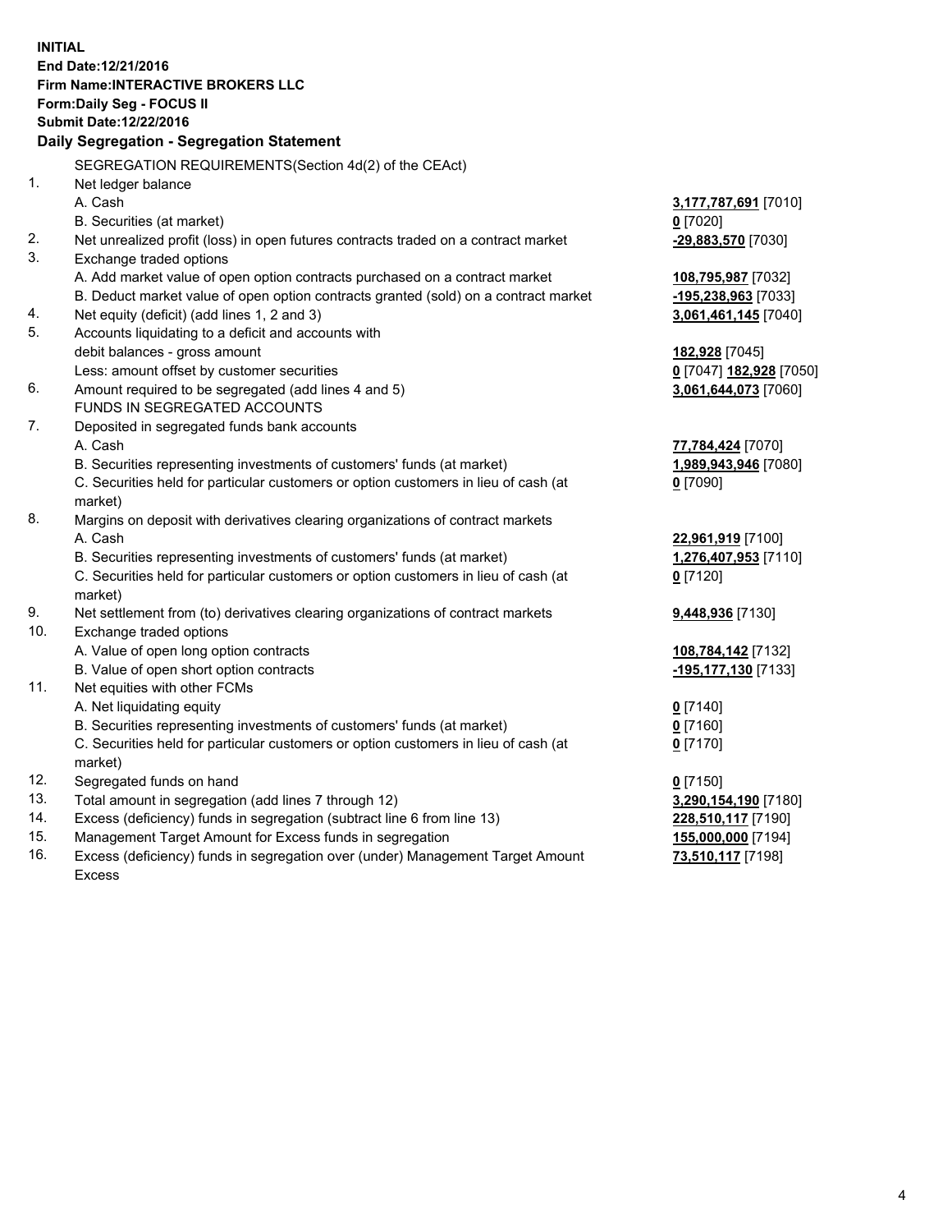**INITIAL**
**End Date:12/21/2016**
**Firm Name:INTERACTIVE BROKERS LLC**
**Form:Daily Seg - FOCUS II**
**Submit Date:12/22/2016**

**Daily Segregation - Segregation Statement**

| | | |
|---|---|---|
| | SEGREGATION REQUIREMENTS(Section 4d(2) of the CEAct) | |
| 1. | Net ledger balance | |
| | A. Cash | **3,177,787,691** [7010] |
| | B. Securities (at market) | **0** [7020] |
| 2. | Net unrealized profit (loss) in open futures contracts traded on a contract market | **-29,883,570** [7030] |
| 3. | Exchange traded options | |
| | A. Add market value of open option contracts purchased on a contract market | **108,795,987** [7032] |
| | B. Deduct market value of open option contracts granted (sold) on a contract market | **-195,238,963** [7033] |
| 4. | Net equity (deficit) (add lines 1, 2 and 3) | **3,061,461,145** [7040] |
| 5. | Accounts liquidating to a deficit and accounts with | |
| | debit balances - gross amount | **182,928** [7045] |
| | Less: amount offset by customer securities | **0** [7047] **182,928** [7050] |
| 6. | Amount required to be segregated (add lines 4 and 5) | **3,061,644,073** [7060] |
| | FUNDS IN SEGREGATED ACCOUNTS | |
| 7. | Deposited in segregated funds bank accounts | |
| | A. Cash | **77,784,424** [7070] |
| | B. Securities representing investments of customers' funds (at market) | **1,989,943,946** [7080] |
| | C. Securities held for particular customers or option customers in lieu of cash (at market) | **0** [7090] |
| 8. | Margins on deposit with derivatives clearing organizations of contract markets | |
| | A. Cash | **22,961,919** [7100] |
| | B. Securities representing investments of customers' funds (at market) | **1,276,407,953** [7110] |
| | C. Securities held for particular customers or option customers in lieu of cash (at market) | **0** [7120] |
| 9. | Net settlement from (to) derivatives clearing organizations of contract markets | **9,448,936** [7130] |
| 10. | Exchange traded options | |
| | A. Value of open long option contracts | **108,784,142** [7132] |
| | B. Value of open short option contracts | **-195,177,130** [7133] |
| 11. | Net equities with other FCMs | |
| | A. Net liquidating equity | **0** [7140] |
| | B. Securities representing investments of customers' funds (at market) | **0** [7160] |
| | C. Securities held for particular customers or option customers in lieu of cash (at market) | **0** [7170] |
| 12. | Segregated funds on hand | **0** [7150] |
| 13. | Total amount in segregation (add lines 7 through 12) | **3,290,154,190** [7180] |
| 14. | Excess (deficiency) funds in segregation (subtract line 6 from line 13) | **228,510,117** [7190] |
| 15. | Management Target Amount for Excess funds in segregation | **155,000,000** [7194] |
| 16. | Excess (deficiency) funds in segregation over (under) Management Target Amount Excess | **73,510,117** [7198] |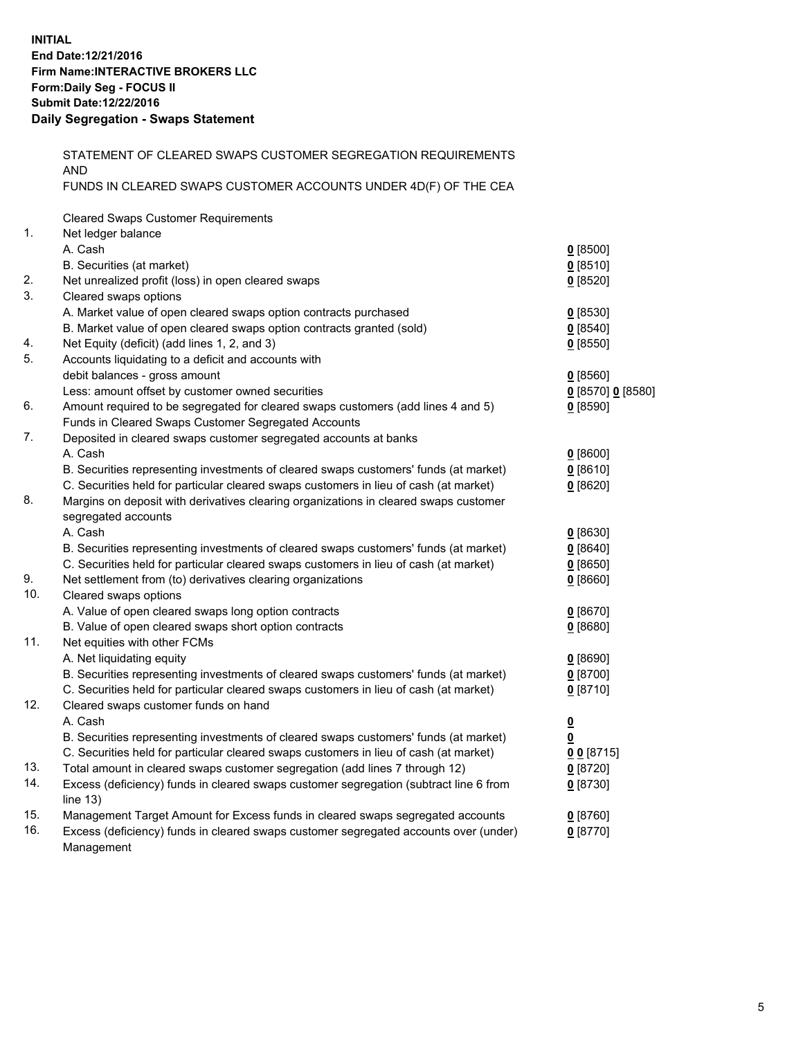**INITIAL**
**End Date:12/21/2016**
**Firm Name:INTERACTIVE BROKERS LLC**
**Form:Daily Seg - FOCUS II**
**Submit Date:12/22/2016**
**Daily Segregation - Swaps Statement**

STATEMENT OF CLEARED SWAPS CUSTOMER SEGREGATION REQUIREMENTS AND FUNDS IN CLEARED SWAPS CUSTOMER ACCOUNTS UNDER 4D(F) OF THE CEA

| | | |
|---|---|---|
| | Cleared Swaps Customer Requirements | |
| 1. | Net ledger balance | |
| | A. Cash | 0 [8500] |
| | B. Securities (at market) | 0 [8510] |
| 2. | Net unrealized profit (loss) in open cleared swaps | 0 [8520] |
| 3. | Cleared swaps options | |
| | A. Market value of open cleared swaps option contracts purchased | 0 [8530] |
| | B. Market value of open cleared swaps option contracts granted (sold) | 0 [8540] |
| 4. | Net Equity (deficit) (add lines 1, 2, and 3) | 0 [8550] |
| 5. | Accounts liquidating to a deficit and accounts with debit balances - gross amount | 0 [8560] |
| | Less: amount offset by customer owned securities | 0 [8570] 0 [8580] |
| 6. | Amount required to be segregated for cleared swaps customers (add lines 4 and 5) | 0 [8590] |
| | Funds in Cleared Swaps Customer Segregated Accounts | |
| 7. | Deposited in cleared swaps customer segregated accounts at banks | |
| | A. Cash | 0 [8600] |
| | B. Securities representing investments of cleared swaps customers' funds (at market) | 0 [8610] |
| | C. Securities held for particular cleared swaps customers in lieu of cash (at market) | 0 [8620] |
| 8. | Margins on deposit with derivatives clearing organizations in cleared swaps customer segregated accounts | |
| | A. Cash | 0 [8630] |
| | B. Securities representing investments of cleared swaps customers' funds (at market) | 0 [8640] |
| | C. Securities held for particular cleared swaps customers in lieu of cash (at market) | 0 [8650] |
| 9. | Net settlement from (to) derivatives clearing organizations | 0 [8660] |
| 10. | Cleared swaps options | |
| | A. Value of open cleared swaps long option contracts | 0 [8670] |
| | B. Value of open cleared swaps short option contracts | 0 [8680] |
| 11. | Net equities with other FCMs | |
| | A. Net liquidating equity | 0 [8690] |
| | B. Securities representing investments of cleared swaps customers' funds (at market) | 0 [8700] |
| | C. Securities held for particular cleared swaps customers in lieu of cash (at market) | 0 [8710] |
| 12. | Cleared swaps customer funds on hand | |
| | A. Cash | 0 |
| | B. Securities representing investments of cleared swaps customers' funds (at market) | 0 |
| | C. Securities held for particular cleared swaps customers in lieu of cash (at market) | 0 0 [8715] |
| 13. | Total amount in cleared swaps customer segregation (add lines 7 through 12) | 0 [8720] |
| 14. | Excess (deficiency) funds in cleared swaps customer segregation (subtract line 6 from line 13) | 0 [8730] |
| 15. | Management Target Amount for Excess funds in cleared swaps segregated accounts | 0 [8760] |
| 16. | Excess (deficiency) funds in cleared swaps customer segregated accounts over (under) Management | 0 [8770] |